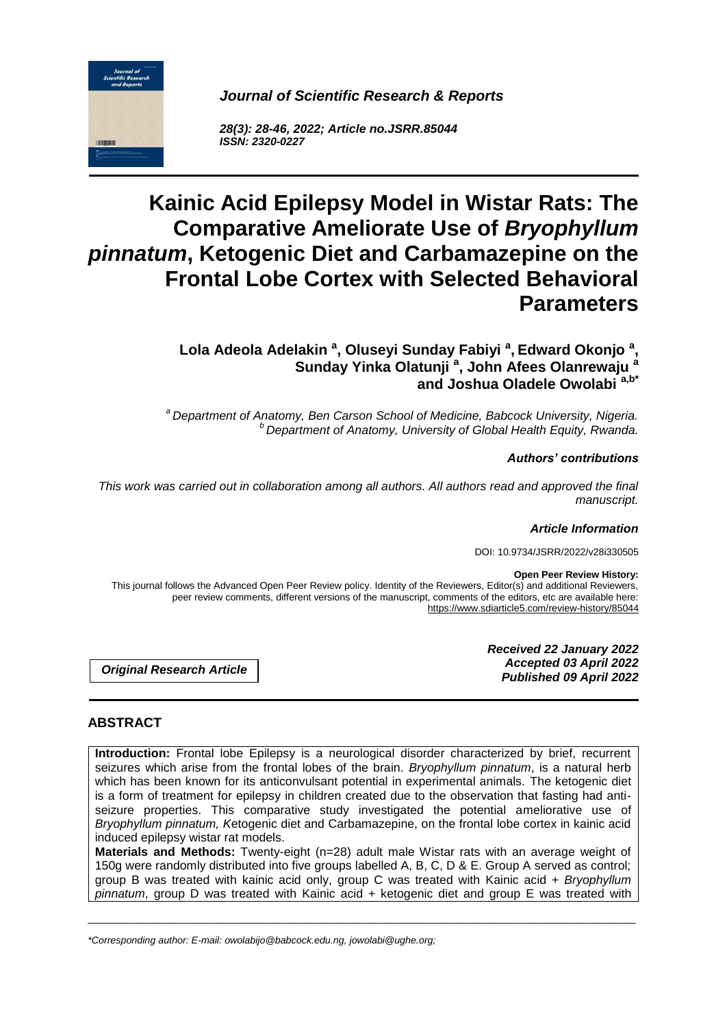*Journal of Scientific Research & Reports*

*28(3): 28-46, 2022; Article no.JSRR.85044*
*ISSN: 2320-0227*

# Kainic Acid Epilepsy Model in Wistar Rats: The Comparative Ameliorate Use of *Bryophyllum pinnatum*, Ketogenic Diet and Carbamazepine on the Frontal Lobe Cortex with Selected Behavioral Parameters

**Lola Adeola Adelakin [a], Oluseyi Sunday Fabiyi [a], Edward Okonjo [a], Sunday Yinka Olatunji [a], John Afees Olanrewaju [a] and Joshua Oladele Owolabi [a,b*]**

*[a] Department of Anatomy, Ben Carson School of Medicine, Babcock University, Nigeria.*
*[b] Department of Anatomy, University of Global Health Equity, Rwanda.*

***Authors' contributions***

*This work was carried out in collaboration among all authors. All authors read and approved the final manuscript.*

***Article Information***

DOI: 10.9734/JSRR/2022/v28i330505

**Open Peer Review History:**
This journal follows the Advanced Open Peer Review policy. Identity of the Reviewers, Editor(s) and additional Reviewers, peer review comments, different versions of the manuscript, comments of the editors, etc are available here: https://www.sdiarticle5.com/review-history/85044

***Original Research Article***

***Received 22 January 2022***
***Accepted 03 April 2022***
***Published 09 April 2022***

## ABSTRACT

**Introduction:** Frontal lobe Epilepsy is a neurological disorder characterized by brief, recurrent seizures which arise from the frontal lobes of the brain. *Bryophyllum pinnatum*, is a natural herb which has been known for its anticonvulsant potential in experimental animals. The ketogenic diet is a form of treatment for epilepsy in children created due to the observation that fasting had anti-seizure properties. This comparative study investigated the potential ameliorative use of *Bryophyllum pinnatum, K*etogenic diet and Carbamazepine, on the frontal lobe cortex in kainic acid induced epilepsy wistar rat models.

**Materials and Methods:** Twenty-eight (n=28) adult male Wistar rats with an average weight of 150g were randomly distributed into five groups labelled A, B, C, D & E. Group A served as control; group B was treated with kainic acid only, group C was treated with Kainic acid + *Bryophyllum pinnatum*, group D was treated with Kainic acid + ketogenic diet and group E was treated with

---

*\*Corresponding author: E-mail: owolabijo@babcock.edu.ng, jowolabi@ughe.org;*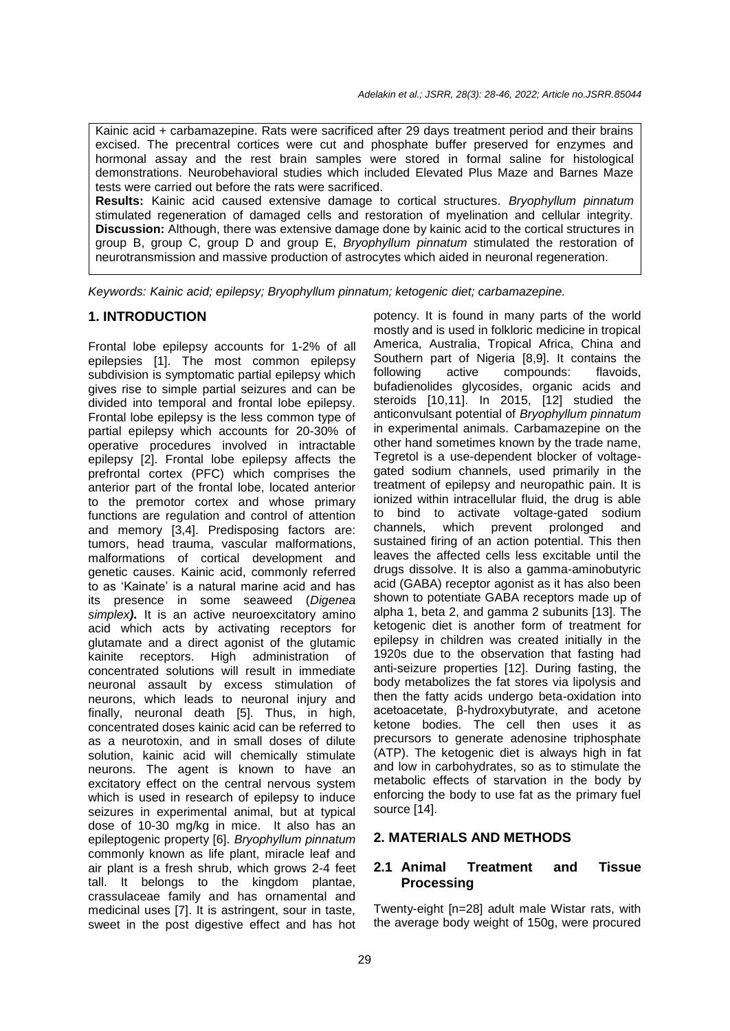Kainic acid + carbamazepine. Rats were sacrificed after 29 days treatment period and their brains excised. The precentral cortices were cut and phosphate buffer preserved for enzymes and hormonal assay and the rest brain samples were stored in formal saline for histological demonstrations. Neurobehavioral studies which included Elevated Plus Maze and Barnes Maze tests were carried out before the rats were sacrificed.

**Results:** Kainic acid caused extensive damage to cortical structures. *Bryophyllum pinnatum* stimulated regeneration of damaged cells and restoration of myelination and cellular integrity.

**Discussion:** Although, there was extensive damage done by kainic acid to the cortical structures in group B, group C, group D and group E, *Bryophyllum pinnatum* stimulated the restoration of neurotransmission and massive production of astrocytes which aided in neuronal regeneration.

*Keywords: Kainic acid; epilepsy; Bryophyllum pinnatum; ketogenic diet; carbamazepine.*

## 1. INTRODUCTION

Frontal lobe epilepsy accounts for 1-2% of all epilepsies [1]. The most common epilepsy subdivision is symptomatic partial epilepsy which gives rise to simple partial seizures and can be divided into temporal and frontal lobe epilepsy. Frontal lobe epilepsy is the less common type of partial epilepsy which accounts for 20-30% of operative procedures involved in intractable epilepsy [2]. Frontal lobe epilepsy affects the prefrontal cortex (PFC) which comprises the anterior part of the frontal lobe, located anterior to the premotor cortex and whose primary functions are regulation and control of attention and memory [3,4]. Predisposing factors are: tumors, head trauma, vascular malformations, malformations of cortical development and genetic causes. Kainic acid, commonly referred to as 'Kainate' is a natural marine acid and has its presence in some seaweed (*Digenea simplex*). It is an active neuroexcitatory amino acid which acts by activating receptors for glutamate and a direct agonist of the glutamic kainite receptors. High administration of concentrated solutions will result in immediate neuronal assault by excess stimulation of neurons, which leads to neuronal injury and finally, neuronal death [5]. Thus, in high, concentrated doses kainic acid can be referred to as a neurotoxin, and in small doses of dilute solution, kainic acid will chemically stimulate neurons. The agent is known to have an excitatory effect on the central nervous system which is used in research of epilepsy to induce seizures in experimental animal, but at typical dose of 10-30 mg/kg in mice. It also has an epileptogenic property [6]. *Bryophyllum pinnatum* commonly known as life plant, miracle leaf and air plant is a fresh shrub, which grows 2-4 feet tall. It belongs to the kingdom plantae, crassulaceae family and has ornamental and medicinal uses [7]. It is astringent, sour in taste, sweet in the post digestive effect and has hot potency. It is found in many parts of the world mostly and is used in folkloric medicine in tropical America, Australia, Tropical Africa, China and Southern part of Nigeria [8,9]. It contains the following active compounds: flavoids, bufadienolides glycosides, organic acids and steroids [10,11]. In 2015, [12] studied the anticonvulsant potential of *Bryophyllum pinnatum* in experimental animals. Carbamazepine on the other hand sometimes known by the trade name, Tegretol is a use-dependent blocker of voltage-gated sodium channels, used primarily in the treatment of epilepsy and neuropathic pain. It is ionized within intracellular fluid, the drug is able to bind to activate voltage-gated sodium channels, which prevent prolonged and sustained firing of an action potential. This then leaves the affected cells less excitable until the drugs dissolve. It is also a gamma-aminobutyric acid (GABA) receptor agonist as it has also been shown to potentiate GABA receptors made up of alpha 1, beta 2, and gamma 2 subunits [13]. The ketogenic diet is another form of treatment for epilepsy in children was created initially in the 1920s due to the observation that fasting had anti-seizure properties [12]. During fasting, the body metabolizes the fat stores via lipolysis and then the fatty acids undergo beta-oxidation into acetoacetate, β-hydroxybutyrate, and acetone ketone bodies. The cell then uses it as precursors to generate adenosine triphosphate (ATP). The ketogenic diet is always high in fat and low in carbohydrates, so as to stimulate the metabolic effects of starvation in the body by enforcing the body to use fat as the primary fuel source [14].

## 2. MATERIALS AND METHODS

### 2.1 Animal Treatment and Tissue Processing

Twenty-eight [n=28] adult male Wistar rats, with the average body weight of 150g, were procured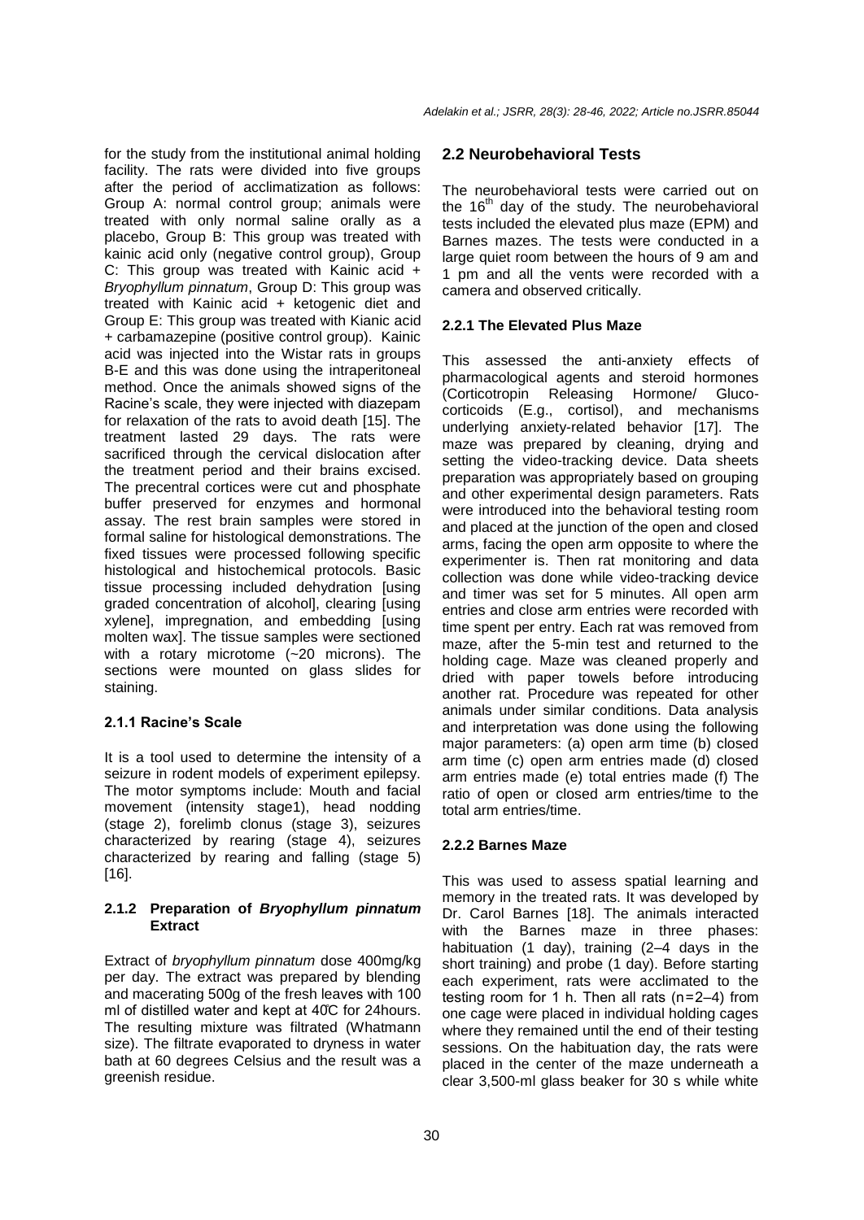for the study from the institutional animal holding facility. The rats were divided into five groups after the period of acclimatization as follows: Group A: normal control group; animals were treated with only normal saline orally as a placebo, Group B: This group was treated with kainic acid only (negative control group), Group C: This group was treated with Kainic acid + *Bryophyllum pinnatum*, Group D: This group was treated with Kainic acid + ketogenic diet and Group E: This group was treated with Kianic acid + carbamazepine (positive control group). Kainic acid was injected into the Wistar rats in groups B-E and this was done using the intraperitoneal method. Once the animals showed signs of the Racine's scale, they were injected with diazepam for relaxation of the rats to avoid death [15]. The treatment lasted 29 days. The rats were sacrificed through the cervical dislocation after the treatment period and their brains excised. The precentral cortices were cut and phosphate buffer preserved for enzymes and hormonal assay. The rest brain samples were stored in formal saline for histological demonstrations. The fixed tissues were processed following specific histological and histochemical protocols. Basic tissue processing included dehydration [using graded concentration of alcohol], clearing [using xylene], impregnation, and embedding [using molten wax]. The tissue samples were sectioned with a rotary microtome (~20 microns). The sections were mounted on glass slides for staining.

#### 2.1.1 Racine's Scale

It is a tool used to determine the intensity of a seizure in rodent models of experiment epilepsy. The motor symptoms include: Mouth and facial movement (intensity stage1), head nodding (stage 2), forelimb clonus (stage 3), seizures characterized by rearing (stage 4), seizures characterized by rearing and falling (stage 5) [16].

#### 2.1.2 Preparation of *Bryophyllum pinnatum* Extract

Extract of *bryophyllum pinnatum* dose 400mg/kg per day. The extract was prepared by blending and macerating 500g of the fresh leaves with 100 ml of distilled water and kept at 40̊C for 24hours. The resulting mixture was filtrated (Whatmann size). The filtrate evaporated to dryness in water bath at 60 degrees Celsius and the result was a greenish residue.

### 2.2 Neurobehavioral Tests

The neurobehavioral tests were carried out on the 16th day of the study. The neurobehavioral tests included the elevated plus maze (EPM) and Barnes mazes. The tests were conducted in a large quiet room between the hours of 9 am and 1 pm and all the vents were recorded with a camera and observed critically.

#### 2.2.1 The Elevated Plus Maze

This assessed the anti-anxiety effects of pharmacological agents and steroid hormones (Corticotropin Releasing Hormone/ Glucocorticoids (E.g., cortisol), and mechanisms underlying anxiety-related behavior [17]. The maze was prepared by cleaning, drying and setting the video-tracking device. Data sheets preparation was appropriately based on grouping and other experimental design parameters. Rats were introduced into the behavioral testing room and placed at the junction of the open and closed arms, facing the open arm opposite to where the experimenter is. Then rat monitoring and data collection was done while video-tracking device and timer was set for 5 minutes. All open arm entries and close arm entries were recorded with time spent per entry. Each rat was removed from maze, after the 5-min test and returned to the holding cage. Maze was cleaned properly and dried with paper towels before introducing another rat. Procedure was repeated for other animals under similar conditions. Data analysis and interpretation was done using the following major parameters: (a) open arm time (b) closed arm time (c) open arm entries made (d) closed arm entries made (e) total entries made (f) The ratio of open or closed arm entries/time to the total arm entries/time.

#### 2.2.2 Barnes Maze

This was used to assess spatial learning and memory in the treated rats. It was developed by Dr. Carol Barnes [18]. The animals interacted with the Barnes maze in three phases: habituation (1 day), training (2–4 days in the short training) and probe (1 day). Before starting each experiment, rats were acclimated to the testing room for 1 h. Then all rats (n=2–4) from one cage were placed in individual holding cages where they remained until the end of their testing sessions. On the habituation day, the rats were placed in the center of the maze underneath a clear 3,500-ml glass beaker for 30 s while white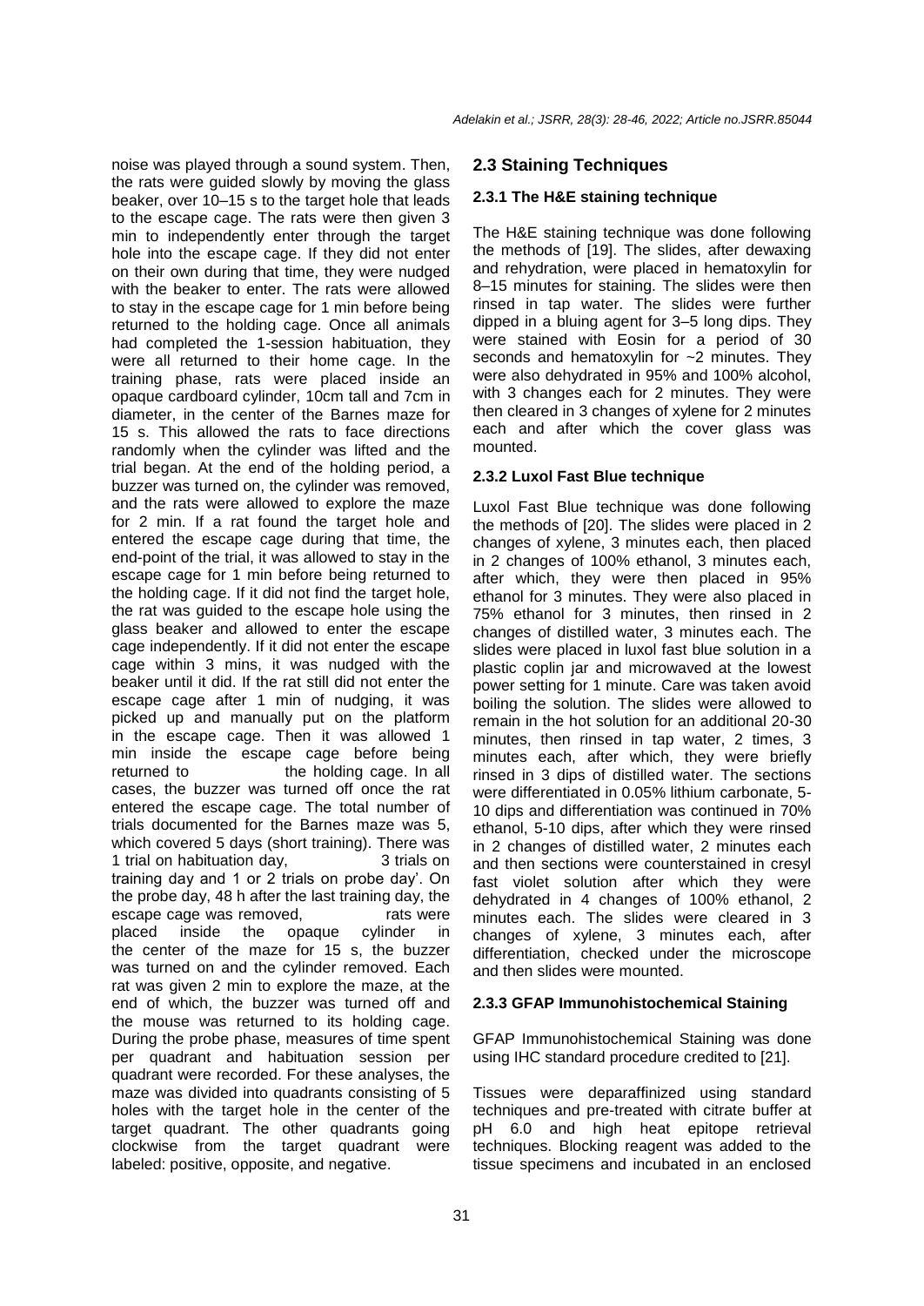noise was played through a sound system. Then, the rats were guided slowly by moving the glass beaker, over 10–15 s to the target hole that leads to the escape cage. The rats were then given 3 min to independently enter through the target hole into the escape cage. If they did not enter on their own during that time, they were nudged with the beaker to enter. The rats were allowed to stay in the escape cage for 1 min before being returned to the holding cage. Once all animals had completed the 1-session habituation, they were all returned to their home cage. In the training phase, rats were placed inside an opaque cardboard cylinder, 10cm tall and 7cm in diameter, in the center of the Barnes maze for 15 s. This allowed the rats to face directions randomly when the cylinder was lifted and the trial began. At the end of the holding period, a buzzer was turned on, the cylinder was removed, and the rats were allowed to explore the maze for 2 min. If a rat found the target hole and entered the escape cage during that time, the end-point of the trial, it was allowed to stay in the escape cage for 1 min before being returned to the holding cage. If it did not find the target hole, the rat was guided to the escape hole using the glass beaker and allowed to enter the escape cage independently. If it did not enter the escape cage within 3 mins, it was nudged with the beaker until it did. If the rat still did not enter the escape cage after 1 min of nudging, it was picked up and manually put on the platform in the escape cage. Then it was allowed 1 min inside the escape cage before being returned to the holding cage. In all cases, the buzzer was turned off once the rat entered the escape cage. The total number of trials documented for the Barnes maze was 5, which covered 5 days (short training). There was 1 trial on habituation day, 3 trials on training day and 1 or 2 trials on probe day'. On the probe day, 48 h after the last training day, the escape cage was removed, rats were placed inside the opaque cylinder in the center of the maze for 15 s, the buzzer was turned on and the cylinder removed. Each rat was given 2 min to explore the maze, at the end of which, the buzzer was turned off and the mouse was returned to its holding cage. During the probe phase, measures of time spent per quadrant and habituation session per quadrant were recorded. For these analyses, the maze was divided into quadrants consisting of 5 holes with the target hole in the center of the target quadrant. The other quadrants going clockwise from the target quadrant were labeled: positive, opposite, and negative.

## 2.3 Staining Techniques

### 2.3.1 The H&E staining technique

The H&E staining technique was done following the methods of [19]. The slides, after dewaxing and rehydration, were placed in hematoxylin for 8–15 minutes for staining. The slides were then rinsed in tap water. The slides were further dipped in a bluing agent for 3–5 long dips. They were stained with Eosin for a period of 30 seconds and hematoxylin for ~2 minutes. They were also dehydrated in 95% and 100% alcohol, with 3 changes each for 2 minutes. They were then cleared in 3 changes of xylene for 2 minutes each and after which the cover glass was mounted.

### 2.3.2 Luxol Fast Blue technique

Luxol Fast Blue technique was done following the methods of [20]. The slides were placed in 2 changes of xylene, 3 minutes each, then placed in 2 changes of 100% ethanol, 3 minutes each, after which, they were then placed in 95% ethanol for 3 minutes. They were also placed in 75% ethanol for 3 minutes, then rinsed in 2 changes of distilled water, 3 minutes each. The slides were placed in luxol fast blue solution in a plastic coplin jar and microwaved at the lowest power setting for 1 minute. Care was taken avoid boiling the solution. The slides were allowed to remain in the hot solution for an additional 20-30 minutes, then rinsed in tap water, 2 times, 3 minutes each, after which, they were briefly rinsed in 3 dips of distilled water. The sections were differentiated in 0.05% lithium carbonate, 5-10 dips and differentiation was continued in 70% ethanol, 5-10 dips, after which they were rinsed in 2 changes of distilled water, 2 minutes each and then sections were counterstained in cresyl fast violet solution after which they were dehydrated in 4 changes of 100% ethanol, 2 minutes each. The slides were cleared in 3 changes of xylene, 3 minutes each, after differentiation, checked under the microscope and then slides were mounted.

### 2.3.3 GFAP Immunohistochemical Staining

GFAP Immunohistochemical Staining was done using IHC standard procedure credited to [21].

Tissues were deparaffinized using standard techniques and pre-treated with citrate buffer at pH 6.0 and high heat epitope retrieval techniques. Blocking reagent was added to the tissue specimens and incubated in an enclosed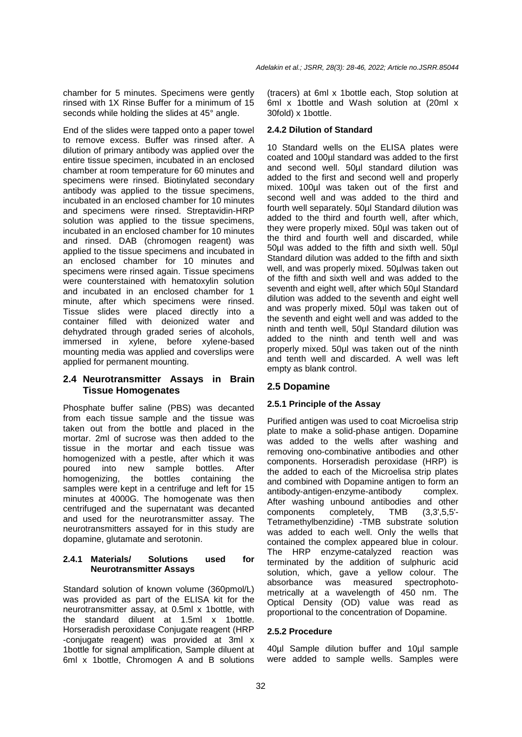chamber for 5 minutes. Specimens were gently rinsed with 1X Rinse Buffer for a minimum of 15 seconds while holding the slides at 45° angle.

End of the slides were tapped onto a paper towel to remove excess. Buffer was rinsed after. A dilution of primary antibody was applied over the entire tissue specimen, incubated in an enclosed chamber at room temperature for 60 minutes and specimens were rinsed. Biotinylated secondary antibody was applied to the tissue specimens, incubated in an enclosed chamber for 10 minutes and specimens were rinsed. Streptavidin-HRP solution was applied to the tissue specimens, incubated in an enclosed chamber for 10 minutes and rinsed. DAB (chromogen reagent) was applied to the tissue specimens and incubated in an enclosed chamber for 10 minutes and specimens were rinsed again. Tissue specimens were counterstained with hematoxylin solution and incubated in an enclosed chamber for 1 minute, after which specimens were rinsed. Tissue slides were placed directly into a container filled with deionized water and dehydrated through graded series of alcohols, immersed in xylene, before xylene-based mounting media was applied and coverslips were applied for permanent mounting.

## 2.4 Neurotransmitter Assays in Brain Tissue Homogenates

Phosphate buffer saline (PBS) was decanted from each tissue sample and the tissue was taken out from the bottle and placed in the mortar. 2ml of sucrose was then added to the tissue in the mortar and each tissue was homogenized with a pestle, after which it was poured into new sample bottles. After homogenizing, the bottles containing the samples were kept in a centrifuge and left for 15 minutes at 4000G. The homogenate was then centrifuged and the supernatant was decanted and used for the neurotransmitter assay. The neurotransmitters assayed for in this study are dopamine, glutamate and serotonin.

### 2.4.1 Materials/ Solutions used for Neurotransmitter Assays

Standard solution of known volume (360pmol/L) was provided as part of the ELISA kit for the neurotransmitter assay, at 0.5ml x 1bottle, with the standard diluent at 1.5ml x 1bottle. Horseradish peroxidase Conjugate reagent (HRP -conjugate reagent) was provided at 3ml x 1bottle for signal amplification, Sample diluent at 6ml x 1bottle, Chromogen A and B solutions (tracers) at 6ml x 1bottle each, Stop solution at 6ml x 1bottle and Wash solution at (20ml x 30fold) x 1bottle.

### 2.4.2 Dilution of Standard

10 Standard wells on the ELISA plates were coated and 100µl standard was added to the first and second well. 50µl standard dilution was added to the first and second well and properly mixed. 100µl was taken out of the first and second well and was added to the third and fourth well separately. 50µl Standard dilution was added to the third and fourth well, after which, they were properly mixed. 50µl was taken out of the third and fourth well and discarded, while 50µl was added to the fifth and sixth well. 50µl Standard dilution was added to the fifth and sixth well, and was properly mixed. 50µlwas taken out of the fifth and sixth well and was added to the seventh and eight well, after which 50µl Standard dilution was added to the seventh and eight well and was properly mixed. 50µl was taken out of the seventh and eight well and was added to the ninth and tenth well, 50µl Standard dilution was added to the ninth and tenth well and was properly mixed. 50µl was taken out of the ninth and tenth well and discarded. A well was left empty as blank control.

## 2.5 Dopamine

### 2.5.1 Principle of the Assay

Purified antigen was used to coat Microelisa strip plate to make a solid-phase antigen. Dopamine was added to the wells after washing and removing ono-combinative antibodies and other components. Horseradish peroxidase (HRP) is the added to each of the Microelisa strip plates and combined with Dopamine antigen to form an antibody-antigen-enzyme-antibody complex. After washing unbound antibodies and other components completely, TMB (3,3',5,5'-Tetramethylbenzidine) -TMB substrate solution was added to each well. Only the wells that contained the complex appeared blue in colour. The HRP enzyme-catalyzed reaction was terminated by the addition of sulphuric acid solution, which, gave a yellow colour. The absorbance was measured spectrophotometrically at a wavelength of 450 nm. The Optical Density (OD) value was read as proportional to the concentration of Dopamine.

### 2.5.2 Procedure

40µl Sample dilution buffer and 10µl sample were added to sample wells. Samples were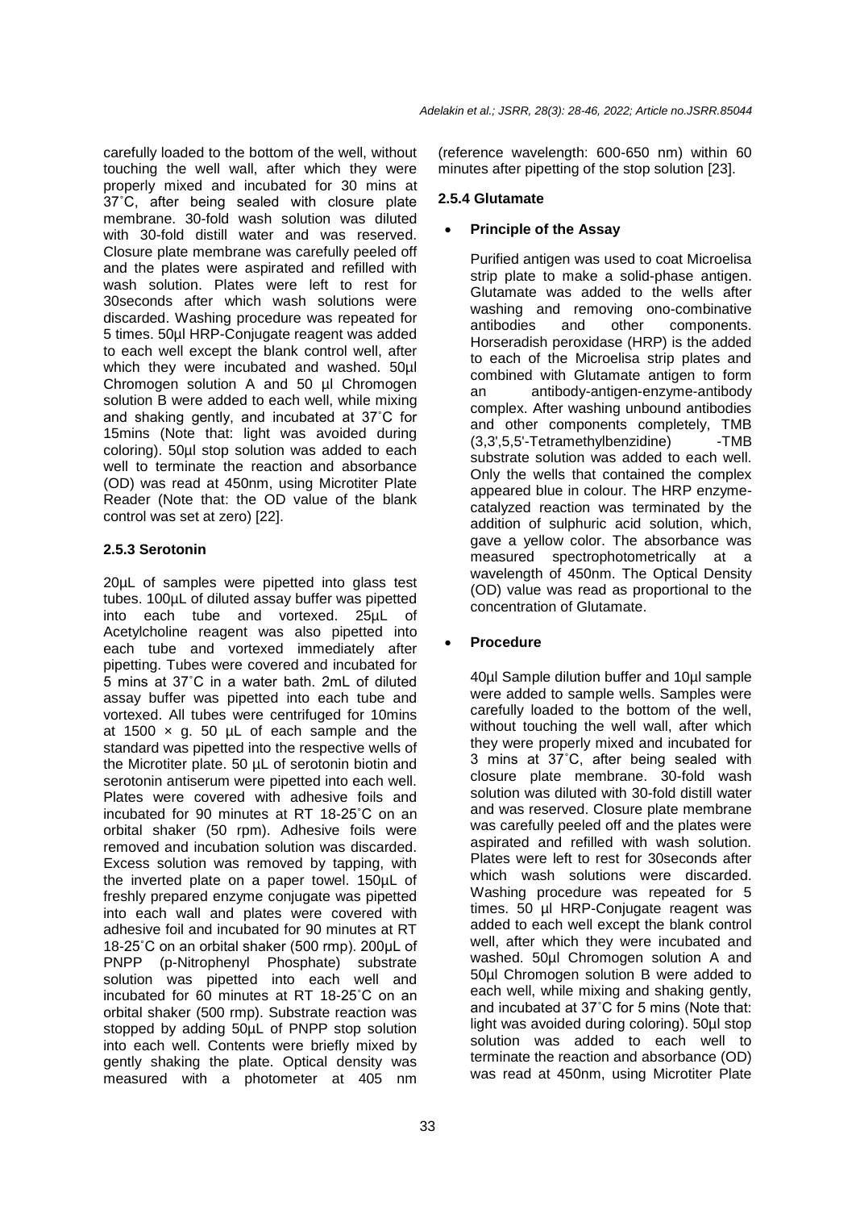carefully loaded to the bottom of the well, without touching the well wall, after which they were properly mixed and incubated for 30 mins at 37˚C, after being sealed with closure plate membrane. 30-fold wash solution was diluted with 30-fold distill water and was reserved. Closure plate membrane was carefully peeled off and the plates were aspirated and refilled with wash solution. Plates were left to rest for 30seconds after which wash solutions were discarded. Washing procedure was repeated for 5 times. 50µl HRP-Conjugate reagent was added to each well except the blank control well, after which they were incubated and washed. 50µl Chromogen solution A and 50 µl Chromogen solution B were added to each well, while mixing and shaking gently, and incubated at 37˚C for 15mins (Note that: light was avoided during coloring). 50µl stop solution was added to each well to terminate the reaction and absorbance (OD) was read at 450nm, using Microtiter Plate Reader (Note that: the OD value of the blank control was set at zero) [22].

### 2.5.3 Serotonin

20µL of samples were pipetted into glass test tubes. 100µL of diluted assay buffer was pipetted into each tube and vortexed. 25µL of Acetylcholine reagent was also pipetted into each tube and vortexed immediately after pipetting. Tubes were covered and incubated for 5 mins at 37˚C in a water bath. 2mL of diluted assay buffer was pipetted into each tube and vortexed. All tubes were centrifuged for 10mins at 1500 × g. 50 µL of each sample and the standard was pipetted into the respective wells of the Microtiter plate. 50 µL of serotonin biotin and serotonin antiserum were pipetted into each well. Plates were covered with adhesive foils and incubated for 90 minutes at RT 18-25˚C on an orbital shaker (50 rpm). Adhesive foils were removed and incubation solution was discarded. Excess solution was removed by tapping, with the inverted plate on a paper towel. 150µL of freshly prepared enzyme conjugate was pipetted into each wall and plates were covered with adhesive foil and incubated for 90 minutes at RT 18-25˚C on an orbital shaker (500 rmp). 200µL of PNPP (p-Nitrophenyl Phosphate) substrate solution was pipetted into each well and incubated for 60 minutes at RT 18-25˚C on an orbital shaker (500 rmp). Substrate reaction was stopped by adding 50µL of PNPP stop solution into each well. Contents were briefly mixed by gently shaking the plate. Optical density was measured with a photometer at 405 nm (reference wavelength: 600-650 nm) within 60 minutes after pipetting of the stop solution [23].

### 2.5.4 Glutamate

- **Principle of the Assay**

  Purified antigen was used to coat Microelisa strip plate to make a solid-phase antigen. Glutamate was added to the wells after washing and removing ono-combinative antibodies and other components. Horseradish peroxidase (HRP) is the added to each of the Microelisa strip plates and combined with Glutamate antigen to form an antibody-antigen-enzyme-antibody complex. After washing unbound antibodies and other components completely, TMB (3,3',5,5'-Tetramethylbenzidine) -TMB substrate solution was added to each well. Only the wells that contained the complex appeared blue in colour. The HRP enzyme-catalyzed reaction was terminated by the addition of sulphuric acid solution, which, gave a yellow color. The absorbance was measured spectrophotometrically at a wavelength of 450nm. The Optical Density (OD) value was read as proportional to the concentration of Glutamate.

- **Procedure**

  40µl Sample dilution buffer and 10µl sample were added to sample wells. Samples were carefully loaded to the bottom of the well, without touching the well wall, after which they were properly mixed and incubated for 3 mins at 37˚C, after being sealed with closure plate membrane. 30-fold wash solution was diluted with 30-fold distill water and was reserved. Closure plate membrane was carefully peeled off and the plates were aspirated and refilled with wash solution. Plates were left to rest for 30seconds after which wash solutions were discarded. Washing procedure was repeated for 5 times. 50 µl HRP-Conjugate reagent was added to each well except the blank control well, after which they were incubated and washed. 50µl Chromogen solution A and 50µl Chromogen solution B were added to each well, while mixing and shaking gently, and incubated at 37˚C for 5 mins (Note that: light was avoided during coloring). 50µl stop solution was added to each well to terminate the reaction and absorbance (OD) was read at 450nm, using Microtiter Plate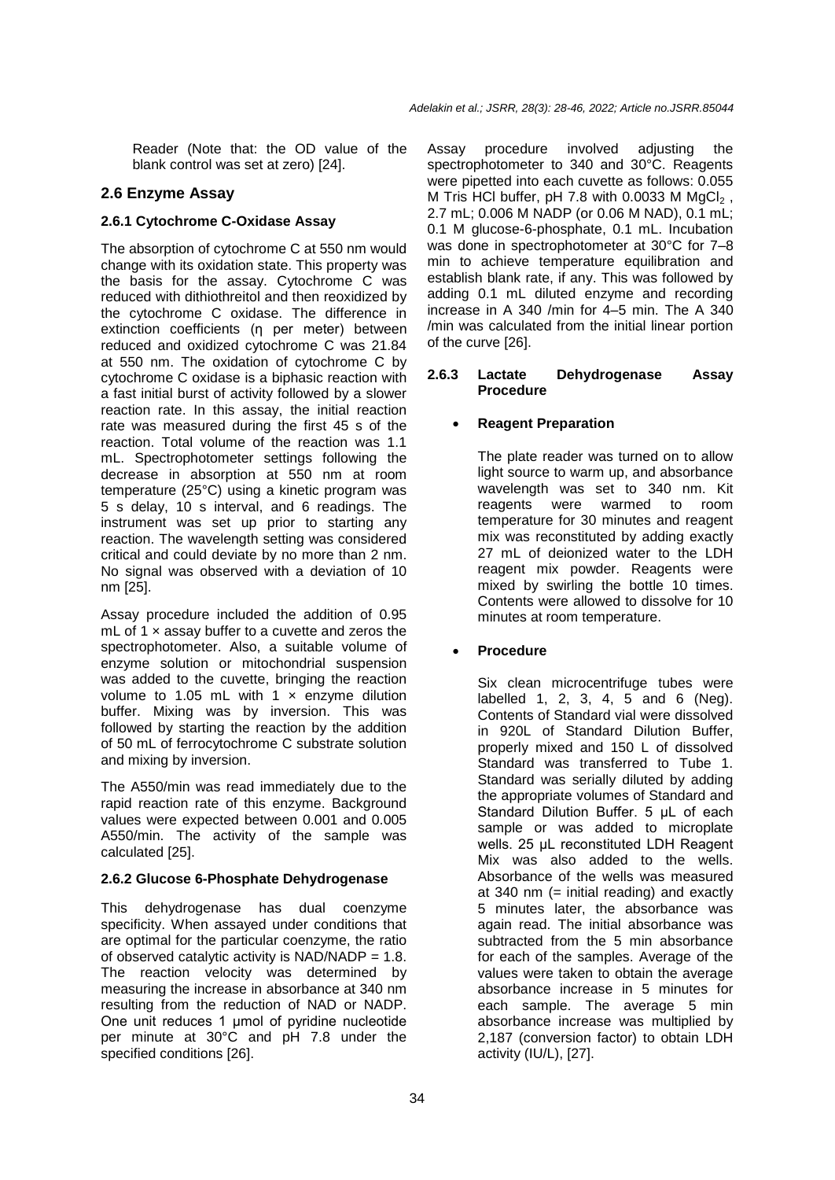Reader (Note that: the OD value of the blank control was set at zero) [24].

## 2.6 Enzyme Assay

### 2.6.1 Cytochrome C-Oxidase Assay

The absorption of cytochrome C at 550 nm would change with its oxidation state. This property was the basis for the assay. Cytochrome C was reduced with dithiothreitol and then reoxidized by the cytochrome C oxidase. The difference in extinction coefficients (ŋ per meter) between reduced and oxidized cytochrome C was 21.84 at 550 nm. The oxidation of cytochrome C by cytochrome C oxidase is a biphasic reaction with a fast initial burst of activity followed by a slower reaction rate. In this assay, the initial reaction rate was measured during the first 45 s of the reaction. Total volume of the reaction was 1.1 mL. Spectrophotometer settings following the decrease in absorption at 550 nm at room temperature (25°C) using a kinetic program was 5 s delay, 10 s interval, and 6 readings. The instrument was set up prior to starting any reaction. The wavelength setting was considered critical and could deviate by no more than 2 nm. No signal was observed with a deviation of 10 nm [25].

Assay procedure included the addition of 0.95 mL of 1 × assay buffer to a cuvette and zeros the spectrophotometer. Also, a suitable volume of enzyme solution or mitochondrial suspension was added to the cuvette, bringing the reaction volume to 1.05 mL with 1 × enzyme dilution buffer. Mixing was by inversion. This was followed by starting the reaction by the addition of 50 mL of ferrocytochrome C substrate solution and mixing by inversion.

The A550/min was read immediately due to the rapid reaction rate of this enzyme. Background values were expected between 0.001 and 0.005 A550/min. The activity of the sample was calculated [25].

### 2.6.2 Glucose 6-Phosphate Dehydrogenase

This dehydrogenase has dual coenzyme specificity. When assayed under conditions that are optimal for the particular coenzyme, the ratio of observed catalytic activity is NAD/NADP = 1.8. The reaction velocity was determined by measuring the increase in absorbance at 340 nm resulting from the reduction of NAD or NADP. One unit reduces 1 µmol of pyridine nucleotide per minute at 30°C and pH 7.8 under the specified conditions [26].

Assay procedure involved adjusting the spectrophotometer to 340 and 30°C. Reagents were pipetted into each cuvette as follows: 0.055 M Tris HCl buffer, pH 7.8 with 0.0033 M $MgCl_2$, 2.7 mL; 0.006 M NADP (or 0.06 M NAD), 0.1 mL; 0.1 M glucose-6-phosphate, 0.1 mL. Incubation was done in spectrophotometer at 30°C for 7–8 min to achieve temperature equilibration and establish blank rate, if any. This was followed by adding 0.1 mL diluted enzyme and recording increase in A 340 /min for 4–5 min. The A 340 /min was calculated from the initial linear portion of the curve [26].

### 2.6.3 Lactate Dehydrogenase Assay Procedure

- **Reagent Preparation**

  The plate reader was turned on to allow light source to warm up, and absorbance wavelength was set to 340 nm. Kit reagents were warmed to room temperature for 30 minutes and reagent mix was reconstituted by adding exactly 27 mL of deionized water to the LDH reagent mix powder. Reagents were mixed by swirling the bottle 10 times. Contents were allowed to dissolve for 10 minutes at room temperature.

- **Procedure**

  Six clean microcentrifuge tubes were labelled 1, 2, 3, 4, 5 and 6 (Neg). Contents of Standard vial were dissolved in 920L of Standard Dilution Buffer, properly mixed and 150 L of dissolved Standard was transferred to Tube 1. Standard was serially diluted by adding the appropriate volumes of Standard and Standard Dilution Buffer. 5 µL of each sample or was added to microplate wells. 25 µL reconstituted LDH Reagent Mix was also added to the wells. Absorbance of the wells was measured at 340 nm (= initial reading) and exactly 5 minutes later, the absorbance was again read. The initial absorbance was subtracted from the 5 min absorbance for each of the samples. Average of the values were taken to obtain the average absorbance increase in 5 minutes for each sample. The average 5 min absorbance increase was multiplied by 2,187 (conversion factor) to obtain LDH activity (IU/L), [27].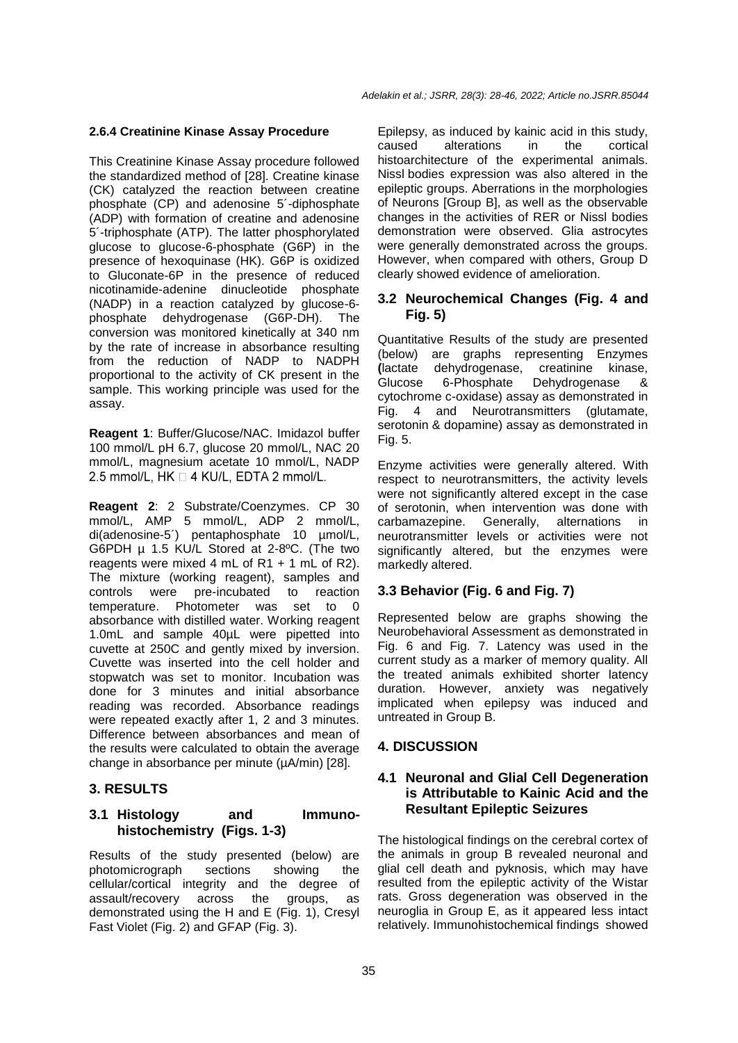#### 2.6.4 Creatinine Kinase Assay Procedure

This Creatinine Kinase Assay procedure followed the standardized method of [28]. Creatine kinase (CK) catalyzed the reaction between creatine phosphate (CP) and adenosine 5´-diphosphate (ADP) with formation of creatine and adenosine 5´-triphosphate (ATP). The latter phosphorylated glucose to glucose-6-phosphate (G6P) in the presence of hexoquinase (HK). G6P is oxidized to Gluconate-6P in the presence of reduced nicotinamide-adenine dinucleotide phosphate (NADP) in a reaction catalyzed by glucose-6-phosphate dehydrogenase (G6P-DH). The conversion was monitored kinetically at 340 nm by the rate of increase in absorbance resulting from the reduction of NADP to NADPH proportional to the activity of CK present in the sample. This working principle was used for the assay.

**Reagent 1**: Buffer/Glucose/NAC. Imidazol buffer 100 mmol/L pH 6.7, glucose 20 mmol/L, NAC 20 mmol/L, magnesium acetate 10 mmol/L, NADP 2.5 mmol/L, HK □ 4 KU/L, EDTA 2 mmol/L.

**Reagent 2**: 2 Substrate/Coenzymes. CP 30 mmol/L, AMP 5 mmol/L, ADP 2 mmol/L, di(adenosine-5´) pentaphosphate 10 µmol/L, G6PDH µ 1.5 KU/L Stored at 2-8ºC. (The two reagents were mixed 4 mL of R1 + 1 mL of R2). The mixture (working reagent), samples and controls were pre-incubated to reaction temperature. Photometer was set to 0 absorbance with distilled water. Working reagent 1.0mL and sample 40µL were pipetted into cuvette at 250C and gently mixed by inversion. Cuvette was inserted into the cell holder and stopwatch was set to monitor. Incubation was done for 3 minutes and initial absorbance reading was recorded. Absorbance readings were repeated exactly after 1, 2 and 3 minutes. Difference between absorbances and mean of the results were calculated to obtain the average change in absorbance per minute (µA/min) [28].

## 3. RESULTS

### 3.1 Histology and Immuno-histochemistry (Figs. 1-3)

Results of the study presented (below) are photomicrograph sections showing the cellular/cortical integrity and the degree of assault/recovery across the groups, as demonstrated using the H and E (Fig. 1), Cresyl Fast Violet (Fig. 2) and GFAP (Fig. 3).

Epilepsy, as induced by kainic acid in this study, caused alterations in the cortical histoarchitecture of the experimental animals. Nissl bodies expression was also altered in the epileptic groups. Aberrations in the morphologies of Neurons [Group B], as well as the observable changes in the activities of RER or Nissl bodies demonstration were observed. Glia astrocytes were generally demonstrated across the groups. However, when compared with others, Group D clearly showed evidence of amelioration.

### 3.2 Neurochemical Changes (Fig. 4 and Fig. 5)

Quantitative Results of the study are presented (below) are graphs representing Enzymes **(**lactate dehydrogenase, creatinine kinase, Glucose 6-Phosphate Dehydrogenase & cytochrome c-oxidase) assay as demonstrated in Fig. 4 and Neurotransmitters (glutamate, serotonin & dopamine) assay as demonstrated in Fig. 5.

Enzyme activities were generally altered. With respect to neurotransmitters, the activity levels were not significantly altered except in the case of serotonin, when intervention was done with carbamazepine. Generally, alternations in neurotransmitter levels or activities were not significantly altered, but the enzymes were markedly altered.

### 3.3 Behavior (Fig. 6 and Fig. 7)

Represented below are graphs showing the Neurobehavioral Assessment as demonstrated in Fig. 6 and Fig. 7. Latency was used in the current study as a marker of memory quality. All the treated animals exhibited shorter latency duration. However, anxiety was negatively implicated when epilepsy was induced and untreated in Group B.

## 4. DISCUSSION

### 4.1 Neuronal and Glial Cell Degeneration is Attributable to Kainic Acid and the Resultant Epileptic Seizures

The histological findings on the cerebral cortex of the animals in group B revealed neuronal and glial cell death and pyknosis, which may have resulted from the epileptic activity of the Wistar rats. Gross degeneration was observed in the neuroglia in Group E, as it appeared less intact relatively. Immunohistochemical findings showed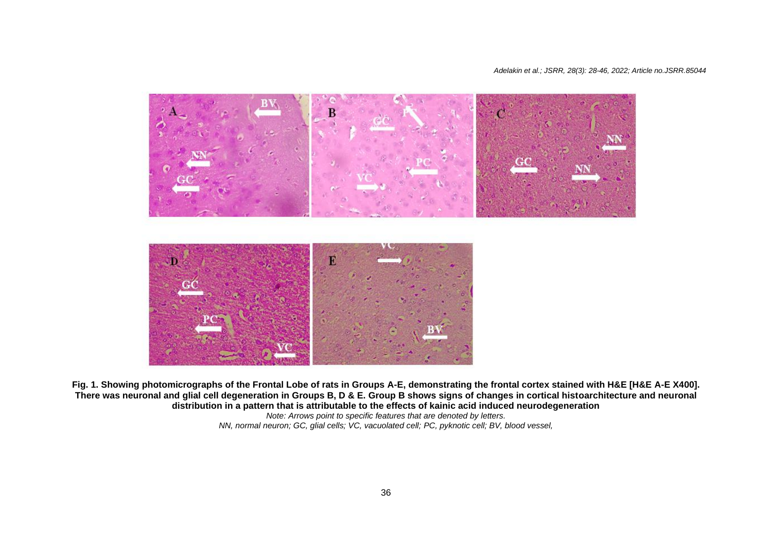**Fig. 1. Showing photomicrographs of the Frontal Lobe of rats in Groups A-E, demonstrating the frontal cortex stained with H&E [H&E A-E X400]. There was neuronal and glial cell degeneration in Groups B, D & E. Group B shows signs of changes in cortical histoarchitecture and neuronal distribution in a pattern that is attributable to the effects of kainic acid induced neurodegeneration**

*Note: Arrows point to specific features that are denoted by letters.*

*NN, normal neuron; GC, glial cells; VC, vacuolated cell; PC, pyknotic cell; BV, blood vessel,*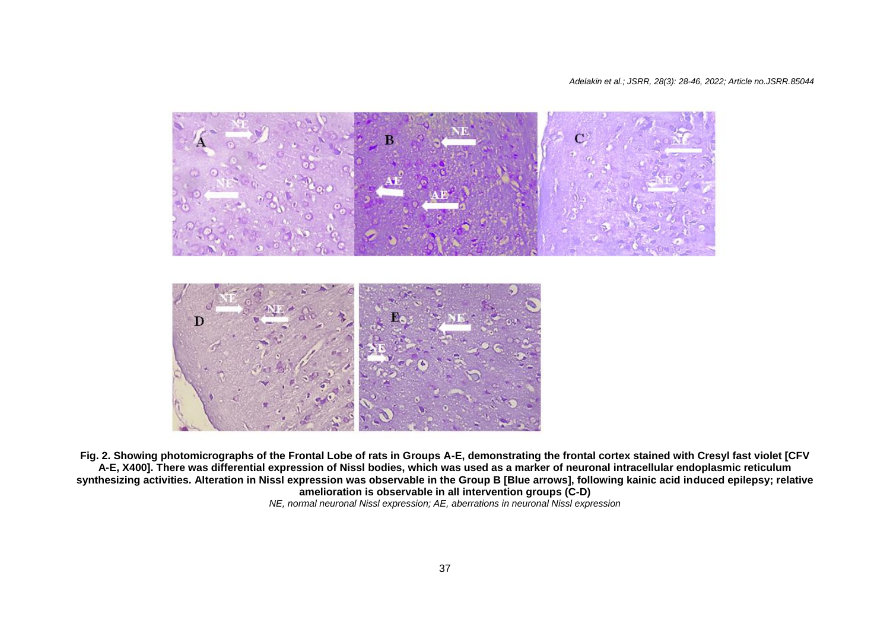**Fig. 2. Showing photomicrographs of the Frontal Lobe of rats in Groups A-E, demonstrating the frontal cortex stained with Cresyl fast violet [CFV A-E, X400]. There was differential expression of Nissl bodies, which was used as a marker of neuronal intracellular endoplasmic reticulum synthesizing activities. Alteration in Nissl expression was observable in the Group B [Blue arrows], following kainic acid induced epilepsy; relative amelioration is observable in all intervention groups (C-D)**

*NE, normal neuronal Nissl expression; AE, aberrations in neuronal Nissl expression*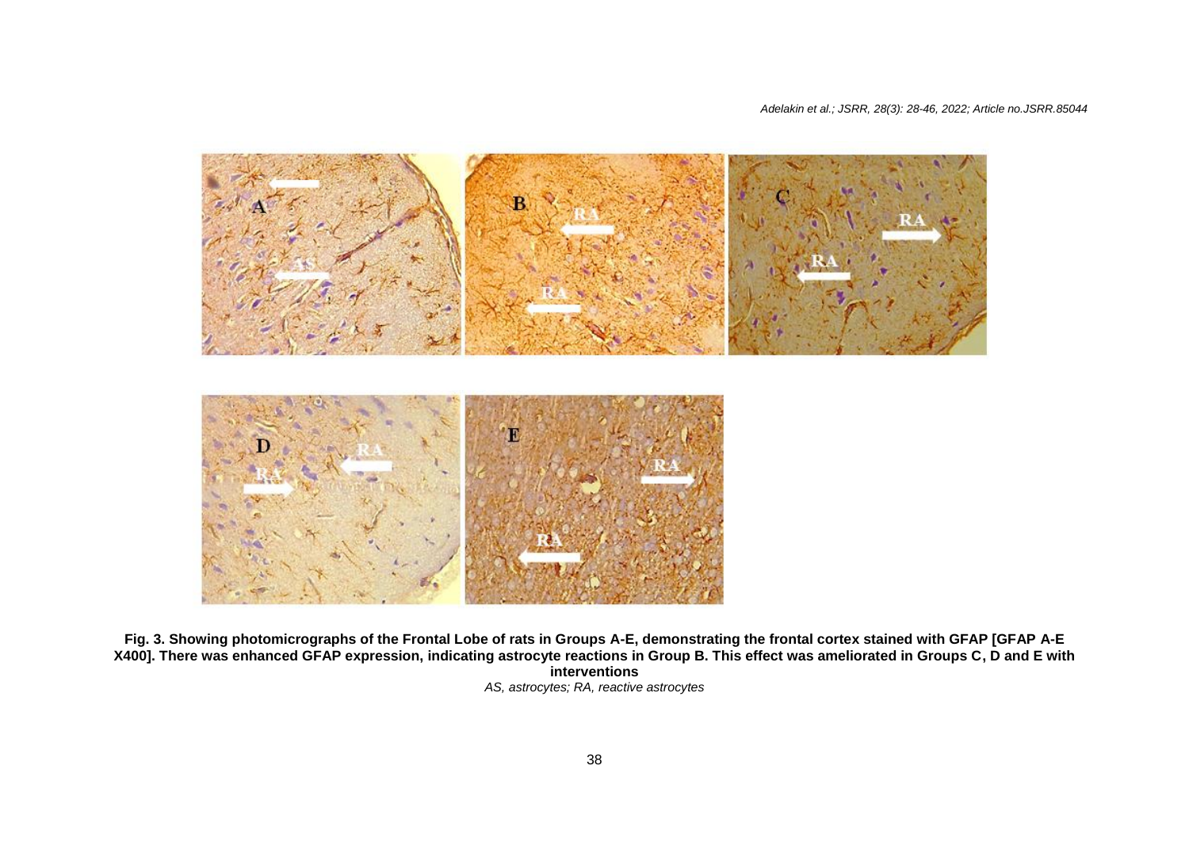**Fig. 3. Showing photomicrographs of the Frontal Lobe of rats in Groups A-E, demonstrating the frontal cortex stained with GFAP [GFAP A-E X400]. There was enhanced GFAP expression, indicating astrocyte reactions in Group B. This effect was ameliorated in Groups C, D and E with interventions**

*AS, astrocytes; RA, reactive astrocytes*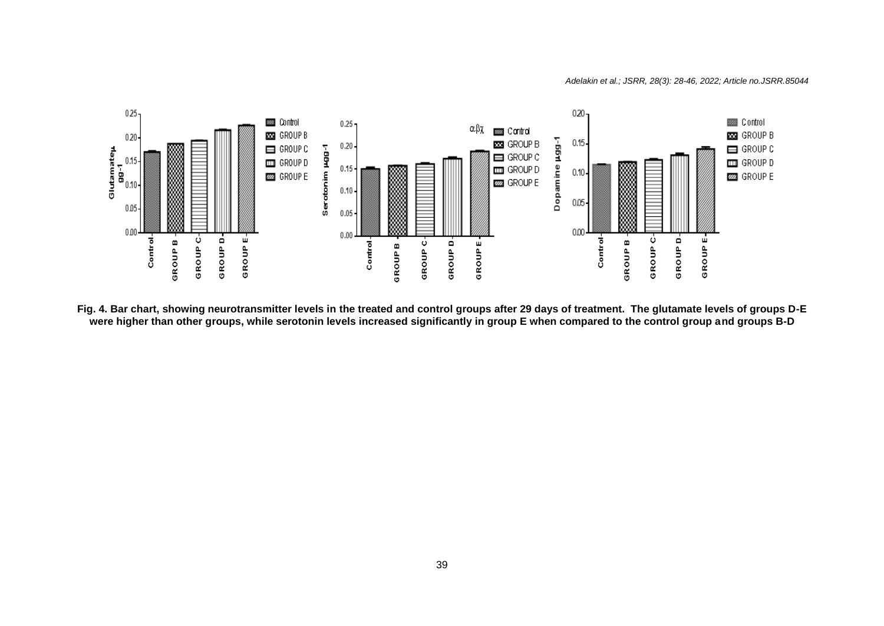Glutamate µgg-1

0.25
0.20
0.15
0.10
0.05
0.00

Control
GROUP B
GROUP C
GROUP D
GROUP E

Control
GROUP B
GROUP C
GROUP D
GROUP E

Serotonim µgg-1

0.25
0.20
0.15
0.10
0.05
0.00

α,β,χ

Control
GROUP B
GROUP C
GROUP D
GROUP E

Control
GROUP B
GROUP C
GROUP D
GROUP E

Dopamine µgg-1

0.20
0.15
0.10
0.05
0.00

Control
GROUP B
GROUP C
GROUP D
GROUP E

Control
GROUP B
GROUP C
GROUP D
GROUP E

**Fig. 4. Bar chart, showing neurotransmitter levels in the treated and control groups after 29 days of treatment. The glutamate levels of groups D-E were higher than other groups, while serotonin levels increased significantly in group E when compared to the control group and groups B-D**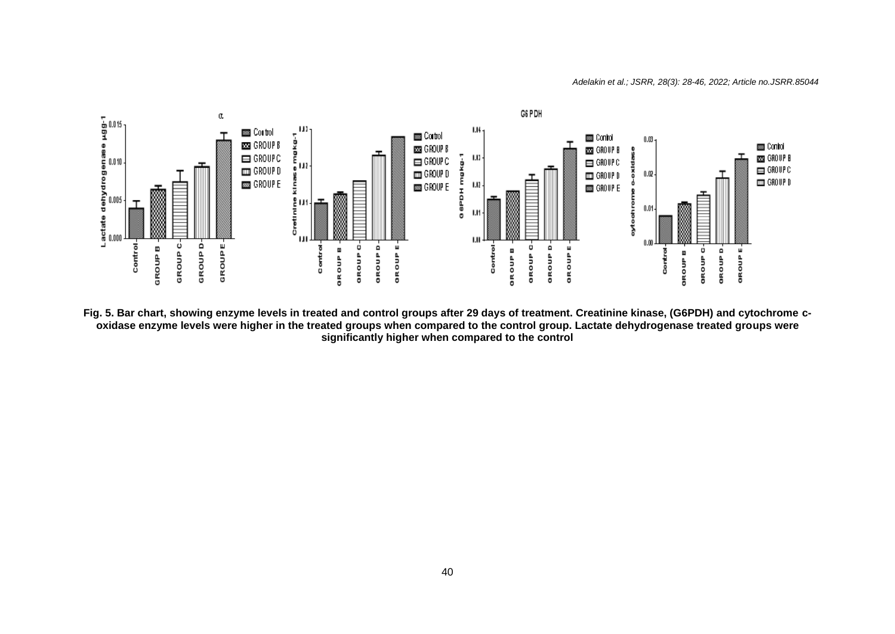α

Lactate dehydrogenase µgg-1

0.015

0.010

0.005

0.000

Control

GROUP B

GROUP C

GROUP D

GROUP E

Cretinine kinase mgkg-1

0.03

0.02

0.01

0.00

G6PDH

G6PDH mgkg-1

0.04

0.03

0.02

0.01

0.00

cytochrome c-oxidase

0.03

0.02

0.01

0.00

**Fig. 5. Bar chart, showing enzyme levels in treated and control groups after 29 days of treatment. Creatinine kinase, (G6PDH) and cytochrome c-oxidase enzyme levels were higher in the treated groups when compared to the control group. Lactate dehydrogenase treated groups were significantly higher when compared to the control**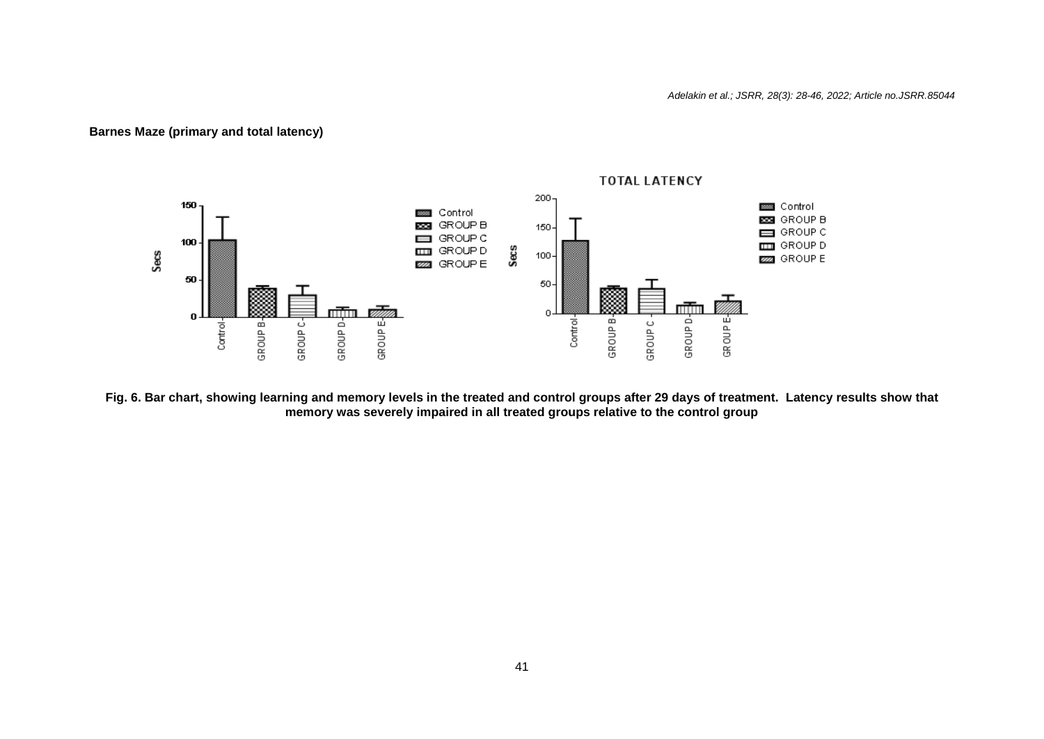**Barnes Maze (primary and total latency)**

150
100
50
0
Secs
Control
GROUP B
GROUP C
GROUP D
GROUP E
Control
GROUP B
GROUP C
GROUP D
GROUP E

TOTAL LATENCY

200
150
100
50
0
Secs
Control
GROUP B
GROUP C
GROUP D
GROUP E
Control
GROUP B
GROUP C
GROUP D
GROUP E

**Fig. 6. Bar chart, showing learning and memory levels in the treated and control groups after 29 days of treatment. Latency results show that memory was severely impaired in all treated groups relative to the control group**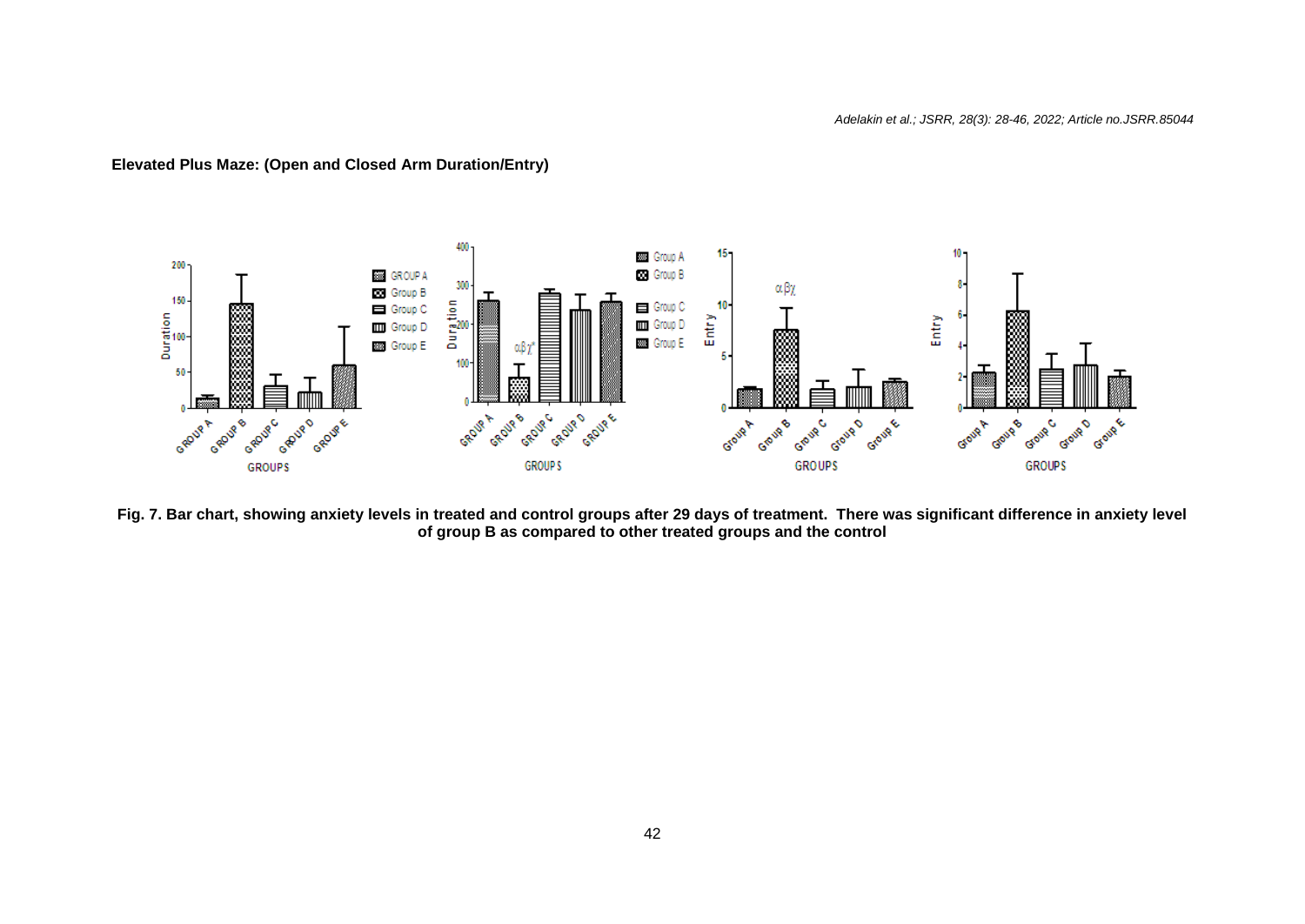**Elevated Plus Maze: (Open and Closed Arm Duration/Entry)**

200
150
100
50
0
Duration
GROUP A
GROUP B
GROUP C
GROUP D
GROUP E
GROUPS
GROUP A
Group B
Group C
Group D
Group E

400
300
200
100
0
Duration
αβγ*
GROUP A
GROUP B
GROUP C
GROUP D
GROUP E
GROUPS
Group A
Group B
Group C
Group D
Group E

15
10
5
0
Entry
αβχ
Group A
Group B
Group C
Group D
Group E
GROUPS

10
8
6
4
2
0
Entry
Group A
Group B
Group C
Group D
Group E
GROUPS

**Fig. 7. Bar chart, showing anxiety levels in treated and control groups after 29 days of treatment. There was significant difference in anxiety level of group B as compared to other treated groups and the control**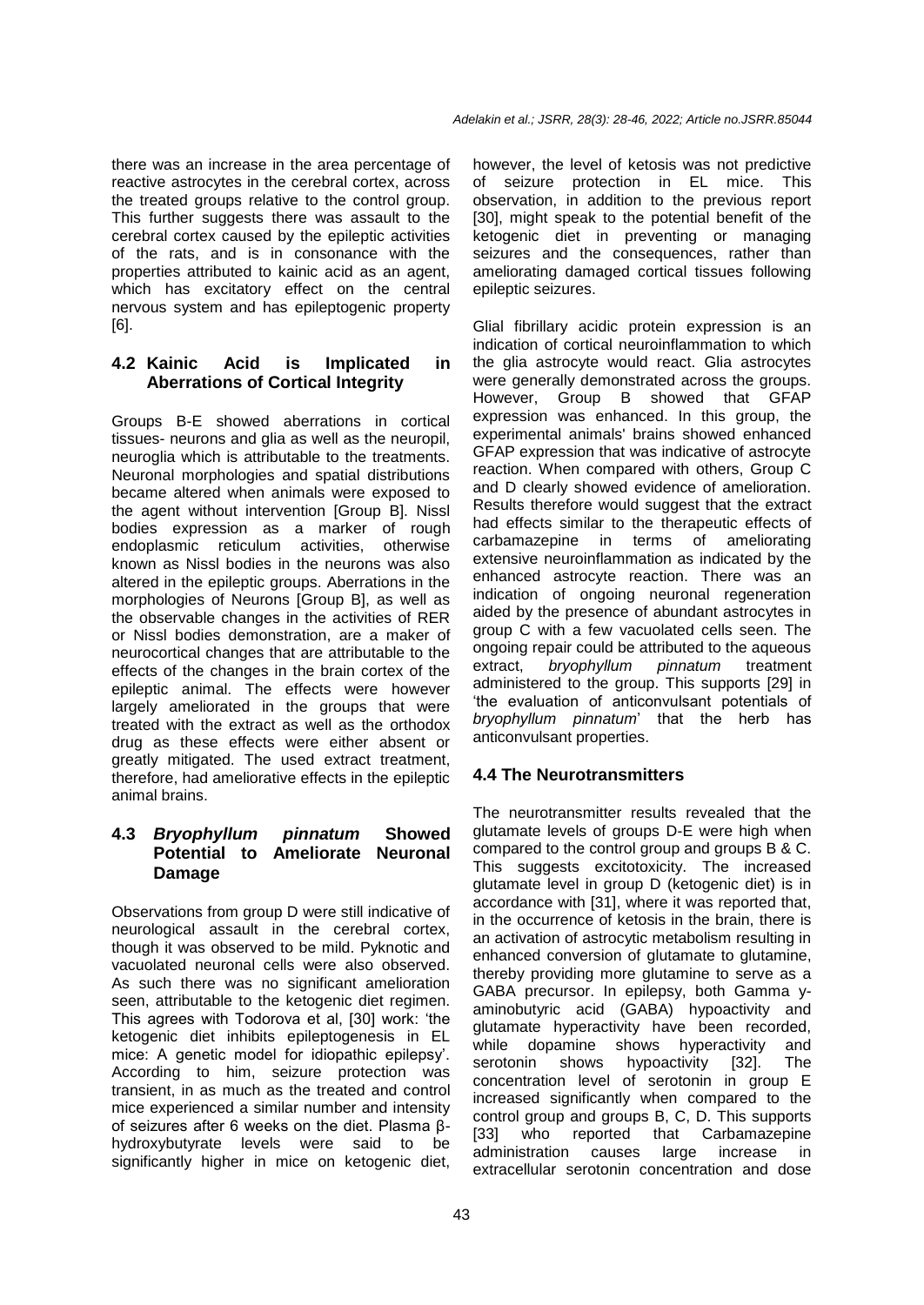there was an increase in the area percentage of reactive astrocytes in the cerebral cortex, across the treated groups relative to the control group. This further suggests there was assault to the cerebral cortex caused by the epileptic activities of the rats, and is in consonance with the properties attributed to kainic acid as an agent, which has excitatory effect on the central nervous system and has epileptogenic property [6].

### 4.2 Kainic Acid is Implicated in Aberrations of Cortical Integrity

Groups B-E showed aberrations in cortical tissues- neurons and glia as well as the neuropil, neuroglia which is attributable to the treatments. Neuronal morphologies and spatial distributions became altered when animals were exposed to the agent without intervention [Group B]. Nissl bodies expression as a marker of rough endoplasmic reticulum activities, otherwise known as Nissl bodies in the neurons was also altered in the epileptic groups. Aberrations in the morphologies of Neurons [Group B], as well as the observable changes in the activities of RER or Nissl bodies demonstration, are a maker of neurocortical changes that are attributable to the effects of the changes in the brain cortex of the epileptic animal. The effects were however largely ameliorated in the groups that were treated with the extract as well as the orthodox drug as these effects were either absent or greatly mitigated. The used extract treatment, therefore, had ameliorative effects in the epileptic animal brains.

### 4.3 *Bryophyllum pinnatum* Showed Potential to Ameliorate Neuronal Damage

Observations from group D were still indicative of neurological assault in the cerebral cortex, though it was observed to be mild. Pyknotic and vacuolated neuronal cells were also observed. As such there was no significant amelioration seen, attributable to the ketogenic diet regimen. This agrees with Todorova et al, [30] work: 'the ketogenic diet inhibits epileptogenesis in EL mice: A genetic model for idiopathic epilepsy'. According to him, seizure protection was transient, in as much as the treated and control mice experienced a similar number and intensity of seizures after 6 weeks on the diet. Plasma β-hydroxybutyrate levels were said to be significantly higher in mice on ketogenic diet, however, the level of ketosis was not predictive of seizure protection in EL mice. This observation, in addition to the previous report [30], might speak to the potential benefit of the ketogenic diet in preventing or managing seizures and the consequences, rather than ameliorating damaged cortical tissues following epileptic seizures.

Glial fibrillary acidic protein expression is an indication of cortical neuroinflammation to which the glia astrocyte would react. Glia astrocytes were generally demonstrated across the groups. However, Group B showed that GFAP expression was enhanced. In this group, the experimental animals' brains showed enhanced GFAP expression that was indicative of astrocyte reaction. When compared with others, Group C and D clearly showed evidence of amelioration. Results therefore would suggest that the extract had effects similar to the therapeutic effects of carbamazepine in terms of ameliorating extensive neuroinflammation as indicated by the enhanced astrocyte reaction. There was an indication of ongoing neuronal regeneration aided by the presence of abundant astrocytes in group C with a few vacuolated cells seen. The ongoing repair could be attributed to the aqueous extract, *bryophyllum pinnatum* treatment administered to the group. This supports [29] in 'the evaluation of anticonvulsant potentials of *bryophyllum pinnatum*' that the herb has anticonvulsant properties.

### 4.4 The Neurotransmitters

The neurotransmitter results revealed that the glutamate levels of groups D-E were high when compared to the control group and groups B & C. This suggests excitotoxicity. The increased glutamate level in group D (ketogenic diet) is in accordance with [31], where it was reported that, in the occurrence of ketosis in the brain, there is an activation of astrocytic metabolism resulting in enhanced conversion of glutamate to glutamine, thereby providing more glutamine to serve as a GABA precursor. In epilepsy, both Gamma y-aminobutyric acid (GABA) hypoactivity and glutamate hyperactivity have been recorded, while dopamine shows hyperactivity and serotonin shows hypoactivity [32]. The concentration level of serotonin in group E increased significantly when compared to the control group and groups B, C, D. This supports [33] who reported that Carbamazepine administration causes large increase in extracellular serotonin concentration and dose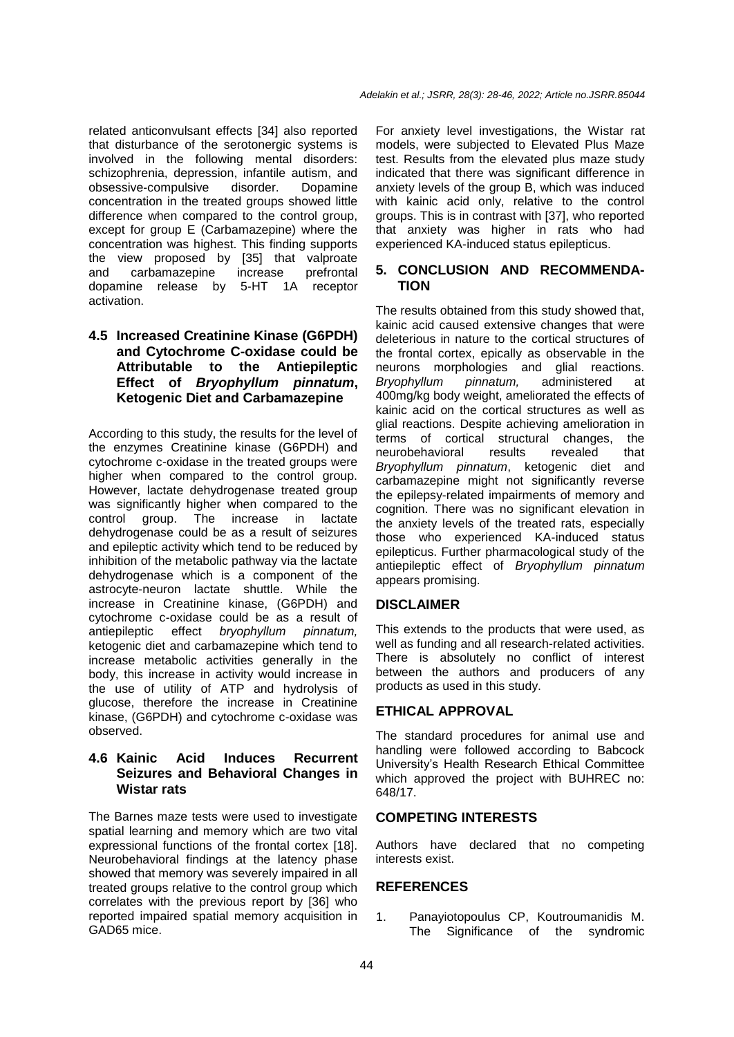related anticonvulsant effects [34] also reported that disturbance of the serotonergic systems is involved in the following mental disorders: schizophrenia, depression, infantile autism, and obsessive-compulsive disorder. Dopamine concentration in the treated groups showed little difference when compared to the control group, except for group E (Carbamazepine) where the concentration was highest. This finding supports the view proposed by [35] that valproate and carbamazepine increase prefrontal dopamine release by 5-HT 1A receptor activation.

### 4.5 Increased Creatinine Kinase (G6PDH) and Cytochrome C-oxidase could be Attributable to the Antiepileptic Effect of *Bryophyllum pinnatum*, Ketogenic Diet and Carbamazepine

According to this study, the results for the level of the enzymes Creatinine kinase (G6PDH) and cytochrome c-oxidase in the treated groups were higher when compared to the control group. However, lactate dehydrogenase treated group was significantly higher when compared to the control group. The increase in lactate dehydrogenase could be as a result of seizures and epileptic activity which tend to be reduced by inhibition of the metabolic pathway via the lactate dehydrogenase which is a component of the astrocyte-neuron lactate shuttle. While the increase in Creatinine kinase, (G6PDH) and cytochrome c-oxidase could be as a result of antiepileptic effect *bryophyllum pinnatum,* ketogenic diet and carbamazepine which tend to increase metabolic activities generally in the body, this increase in activity would increase in the use of utility of ATP and hydrolysis of glucose, therefore the increase in Creatinine kinase, (G6PDH) and cytochrome c-oxidase was observed.

### 4.6 Kainic Acid Induces Recurrent Seizures and Behavioral Changes in Wistar rats

The Barnes maze tests were used to investigate spatial learning and memory which are two vital expressional functions of the frontal cortex [18]. Neurobehavioral findings at the latency phase showed that memory was severely impaired in all treated groups relative to the control group which correlates with the previous report by [36] who reported impaired spatial memory acquisition in GAD65 mice.

For anxiety level investigations, the Wistar rat models, were subjected to Elevated Plus Maze test. Results from the elevated plus maze study indicated that there was significant difference in anxiety levels of the group B, which was induced with kainic acid only, relative to the control groups. This is in contrast with [37], who reported that anxiety was higher in rats who had experienced KA-induced status epilepticus.

## 5. CONCLUSION AND RECOMMENDATION

The results obtained from this study showed that, kainic acid caused extensive changes that were deleterious in nature to the cortical structures of the frontal cortex, epically as observable in the neurons morphologies and glial reactions. *Bryophyllum pinnatum,* administered at 400mg/kg body weight, ameliorated the effects of kainic acid on the cortical structures as well as glial reactions. Despite achieving amelioration in terms of cortical structural changes, the neurobehavioral results revealed that *Bryophyllum pinnatum*, ketogenic diet and carbamazepine might not significantly reverse the epilepsy-related impairments of memory and cognition. There was no significant elevation in the anxiety levels of the treated rats, especially those who experienced KA-induced status epilepticus. Further pharmacological study of the antiepileptic effect of *Bryophyllum pinnatum* appears promising.

## DISCLAIMER

This extends to the products that were used, as well as funding and all research-related activities. There is absolutely no conflict of interest between the authors and producers of any products as used in this study.

## ETHICAL APPROVAL

The standard procedures for animal use and handling were followed according to Babcock University's Health Research Ethical Committee which approved the project with BUHREC no: 648/17.

## COMPETING INTERESTS

Authors have declared that no competing interests exist.

## REFERENCES

1. Panayiotopoulus CP, Koutroumanidis M. The Significance of the syndromic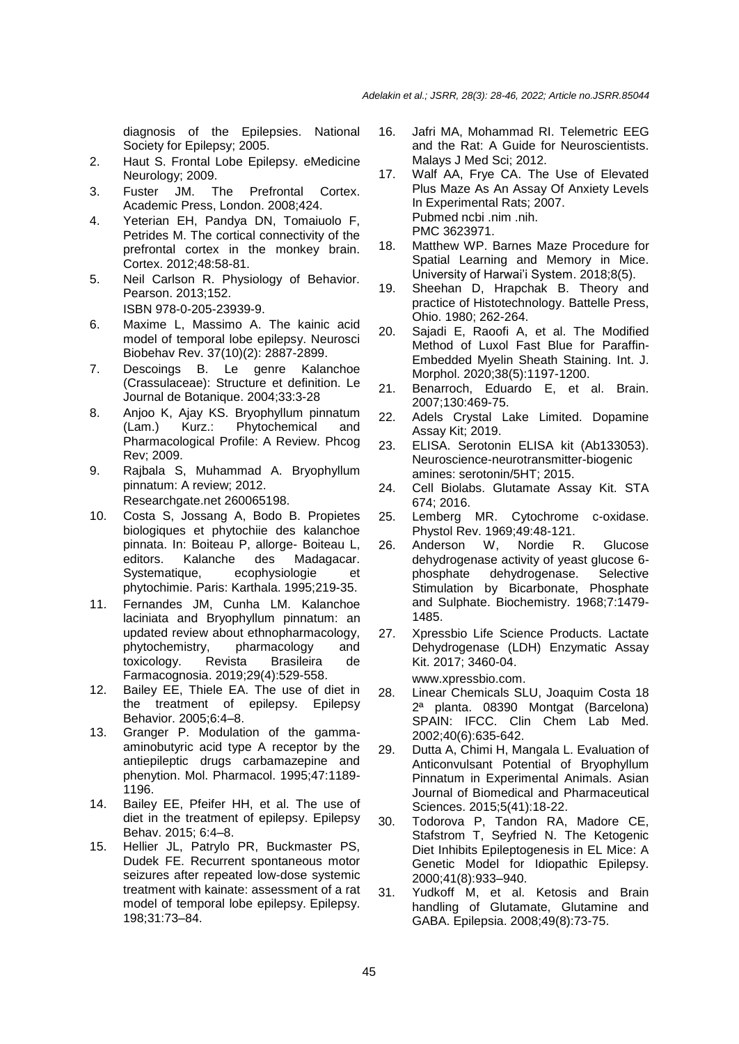diagnosis of the Epilepsies. National Society for Epilepsy; 2005.

2. Haut S. Frontal Lobe Epilepsy. eMedicine Neurology; 2009.
3. Fuster JM. The Prefrontal Cortex. Academic Press, London. 2008;424.
4. Yeterian EH, Pandya DN, Tomaiuolo F, Petrides M. The cortical connectivity of the prefrontal cortex in the monkey brain. Cortex. 2012;48:58-81.
5. Neil Carlson R. Physiology of Behavior. Pearson. 2013;152.
   ISBN 978-0-205-23939-9.
6. Maxime L, Massimo A. The kainic acid model of temporal lobe epilepsy. Neurosci Biobehav Rev. 37(10)(2): 2887-2899.
7. Descoings B. Le genre Kalanchoe (Crassulaceae): Structure et definition. Le Journal de Botanique. 2004;33:3-28
8. Anjoo K, Ajay KS. Bryophyllum pinnatum (Lam.) Kurz.: Phytochemical and Pharmacological Profile: A Review. Phcog Rev; 2009.
9. Rajbala S, Muhammad A. Bryophyllum pinnatum: A review; 2012.
   Researchgate.net 260065198.
10. Costa S, Jossang A, Bodo B. Propietes biologiques et phytochiie des kalanchoe pinnata. In: Boiteau P, allorge- Boiteau L, editors. Kalanche des Madagacar. Systematique, ecophysiologie et phytochimie. Paris: Karthala. 1995;219-35.
11. Fernandes JM, Cunha LM. Kalanchoe laciniata and Bryophyllum pinnatum: an updated review about ethnopharmacology, phytochemistry, pharmacology and toxicology. Revista Brasileira de Farmacognosia. 2019;29(4):529-558.
12. Bailey EE, Thiele EA. The use of diet in the treatment of epilepsy. Epilepsy Behavior. 2005;6:4–8.
13. Granger P. Modulation of the gamma-aminobutyric acid type A receptor by the antiepileptic drugs carbamazepine and phenytion. Mol. Pharmacol. 1995;47:1189-1196.
14. Bailey EE, Pfeifer HH, et al. The use of diet in the treatment of epilepsy. Epilepsy Behav. 2015; 6:4–8.
15. Hellier JL, Patrylo PR, Buckmaster PS, Dudek FE. Recurrent spontaneous motor seizures after repeated low-dose systemic treatment with kainate: assessment of a rat model of temporal lobe epilepsy. Epilepsy. 198;31:73–84.
16. Jafri MA, Mohammad RI. Telemetric EEG and the Rat: A Guide for Neuroscientists. Malays J Med Sci; 2012.
17. Walf AA, Frye CA. The Use of Elevated Plus Maze As An Assay Of Anxiety Levels In Experimental Rats; 2007.
    Pubmed ncbi .nim .nih.
    PMC 3623971.
18. Matthew WP. Barnes Maze Procedure for Spatial Learning and Memory in Mice. University of Harwai'i System. 2018;8(5).
19. Sheehan D, Hrapchak B. Theory and practice of Histotechnology. Battelle Press, Ohio. 1980; 262-264.
20. Sajadi E, Raoofi A, et al. The Modified Method of Luxol Fast Blue for Paraffin-Embedded Myelin Sheath Staining. Int. J. Morphol. 2020;38(5):1197-1200.
21. Benarroch, Eduardo E, et al. Brain. 2007;130:469-75.
22. Adels Crystal Lake Limited. Dopamine Assay Kit; 2019.
23. ELISA. Serotonin ELISA kit (Ab133053). Neuroscience-neurotransmitter-biogenic amines: serotonin/5HT; 2015.
24. Cell Biolabs. Glutamate Assay Kit. STA 674; 2016.
25. Lemberg MR. Cytochrome c-oxidase. Phystol Rev. 1969;49:48-121.
26. Anderson W, Nordie R. Glucose dehydrogenase activity of yeast glucose 6-phosphate dehydrogenase. Selective Stimulation by Bicarbonate, Phosphate and Sulphate. Biochemistry. 1968;7:1479-1485.
27. Xpressbio Life Science Products. Lactate Dehydrogenase (LDH) Enzymatic Assay Kit. 2017; 3460-04.
    www.xpressbio.com.
28. Linear Chemicals SLU, Joaquim Costa 18 2ª planta. 08390 Montgat (Barcelona) SPAIN: IFCC. Clin Chem Lab Med. 2002;40(6):635-642.
29. Dutta A, Chimi H, Mangala L. Evaluation of Anticonvulsant Potential of Bryophyllum Pinnatum in Experimental Animals. Asian Journal of Biomedical and Pharmaceutical Sciences. 2015;5(41):18-22.
30. Todorova P, Tandon RA, Madore CE, Stafstrom T, Seyfried N. The Ketogenic Diet Inhibits Epileptogenesis in EL Mice: A Genetic Model for Idiopathic Epilepsy. 2000;41(8):933–940.
31. Yudkoff M, et al. Ketosis and Brain handling of Glutamate, Glutamine and GABA. Epilepsia. 2008;49(8):73-75.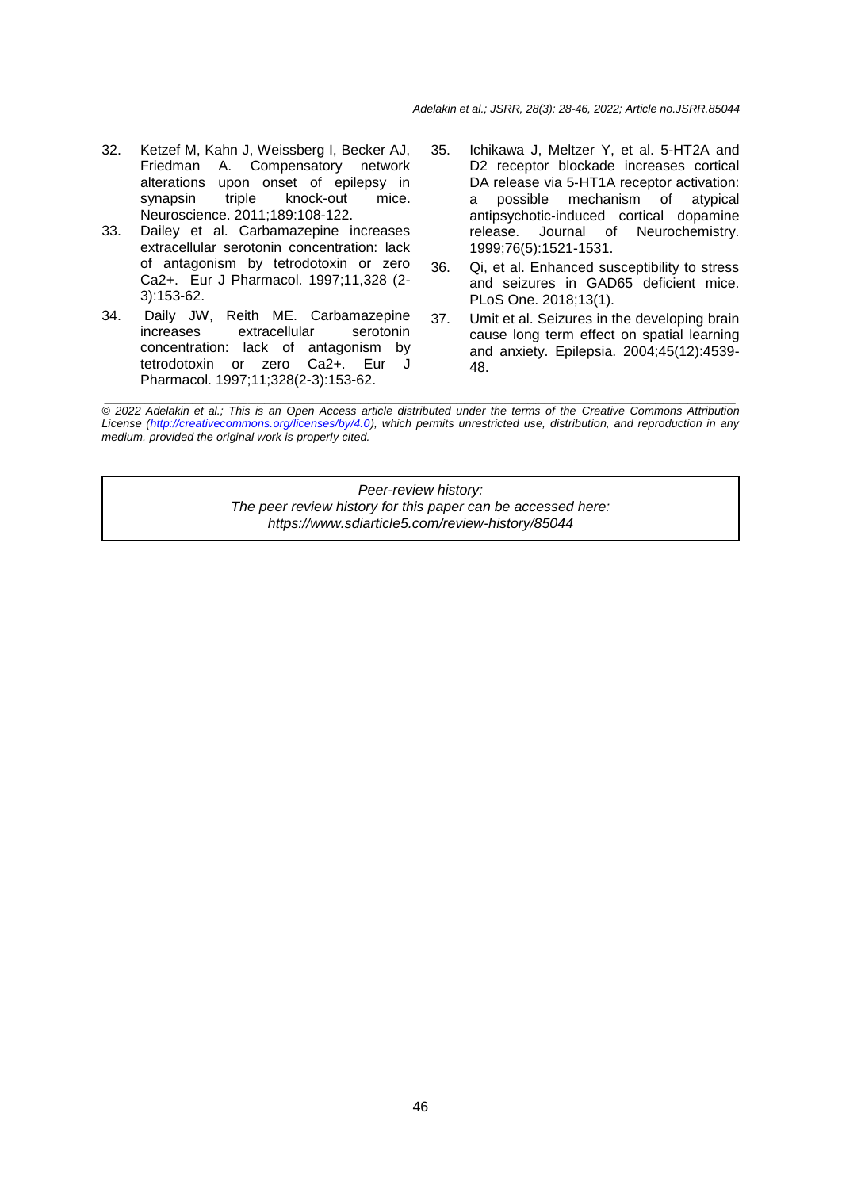32. Ketzef M, Kahn J, Weissberg I, Becker AJ, Friedman A. Compensatory network alterations upon onset of epilepsy in synapsin triple knock-out mice. Neuroscience. 2011;189:108-122.
33. Dailey et al. Carbamazepine increases extracellular serotonin concentration: lack of antagonism by tetrodotoxin or zero Ca2+. Eur J Pharmacol. 1997;11,328 (2-3):153-62.
34. Daily JW, Reith ME. Carbamazepine increases extracellular serotonin concentration: lack of antagonism by tetrodotoxin or zero Ca2+. Eur J Pharmacol. 1997;11;328(2-3):153-62.
35. Ichikawa J, Meltzer Y, et al. 5-HT2A and D2 receptor blockade increases cortical DA release via 5-HT1A receptor activation: a possible mechanism of atypical antipsychotic-induced cortical dopamine release. Journal of Neurochemistry. 1999;76(5):1521-1531.
36. Qi, et al. Enhanced susceptibility to stress and seizures in GAD65 deficient mice. PLoS One. 2018;13(1).
37. Umit et al. Seizures in the developing brain cause long term effect on spatial learning and anxiety. Epilepsia. 2004;45(12):4539-48.

---

*© 2022 Adelakin et al.; This is an Open Access article distributed under the terms of the Creative Commons Attribution License (http://creativecommons.org/licenses/by/4.0), which permits unrestricted use, distribution, and reproduction in any medium, provided the original work is properly cited.*

*Peer-review history:*
*The peer review history for this paper can be accessed here:*
*https://www.sdiarticle5.com/review-history/85044*